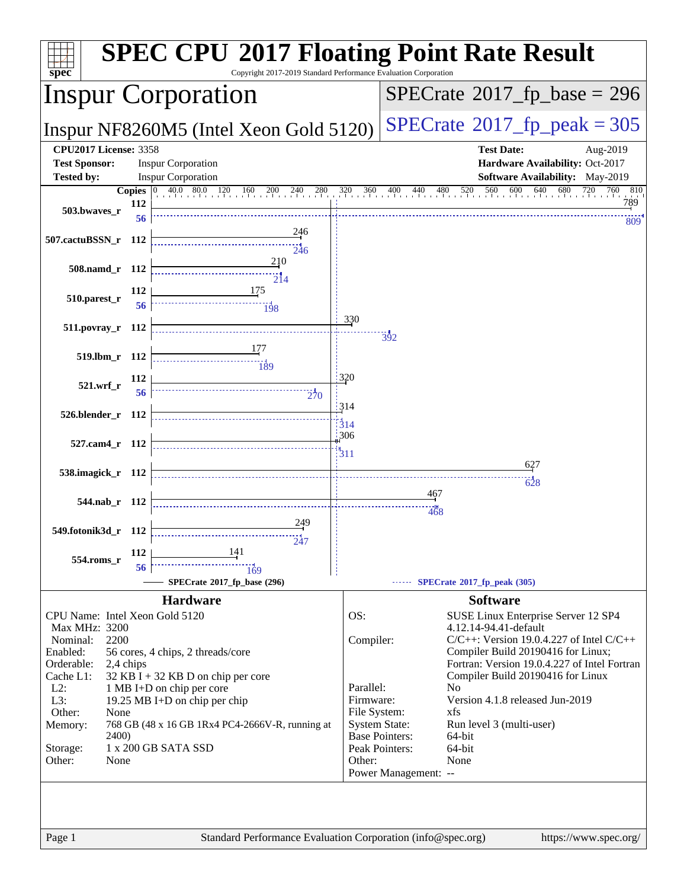# SPEC CPU 2017 Floating Point Rate Result

Copyright 2017-2019 Standard Performance Evaluation Corporation

## Inspur Corporation

**Inspur NF8260M5 (Intel Xeon Gold 5120)**

SPECrate 2017_fp_base = 296

SPECrate 2017_fp_peak = 305

| | | | |
|---|---|---|---|
| **CPU2017 License:** | 3358 | **Test Date:** | Aug-2019 |
| **Test Sponsor:** | Inspur Corporation | **Hardware Availability:** | Oct-2017 |
| **Tested by:** | Inspur Corporation | **Software Availability:** | May-2019 |

| Benchmark | Copies (base) | Base | Copies (peak) | Peak |
|---|---|---|---|---|
| 503.bwaves_r | 112 | 789 | 56 | 809 |
| 507.cactuBSSN_r | 112 | 246 | 112 | 246 |
| 508.namd_r | 112 | 210 | 112 | 214 |
| 510.parest_r | 112 | 175 | 56 | 198 |
| 511.povray_r | 112 | 330 | 112 | 392 |
| 519.lbm_r | 112 | 177 | 112 | 189 |
| 521.wrf_r | 112 | 320 | 56 | 270 |
| 526.blender_r | 112 | 314 | 112 | 314 |
| 527.cam4_r | 112 | 306 | 112 | 311 |
| 538.imagick_r | 112 | 627 | 112 | 628 |
| 544.nab_r | 112 | 467 | 112 | 468 |
| 549.fotonik3d_r | 112 | 249 | 112 | 247 |
| 554.roms_r | 112 | 141 | 56 | 169 |

SPECrate 2017_fp_base (296) — SPECrate 2017_fp_peak (305)

## Hardware

| | |
|---|---|
| CPU Name: | Intel Xeon Gold 5120 |
| Max MHz: | 3200 |
| Nominal: | 2200 |
| Enabled: | 56 cores, 4 chips, 2 threads/core |
| Orderable: | 2,4 chips |
| Cache L1: | 32 KB I + 32 KB D on chip per core |
| L2: | 1 MB I+D on chip per core |
| L3: | 19.25 MB I+D on chip per chip |
| Other: | None |
| Memory: | 768 GB (48 x 16 GB 1Rx4 PC4-2666V-R, running at 2400) |
| Storage: | 1 x 200 GB SATA SSD |
| Other: | None |

## Software

| | |
|---|---|
| OS: | SUSE Linux Enterprise Server 12 SP4 4.12.14-94.41-default |
| Compiler: | C/C++: Version 19.0.4.227 of Intel C/C++ Compiler Build 20190416 for Linux; Fortran: Version 19.0.4.227 of Intel Fortran Compiler Build 20190416 for Linux |
| Parallel: | No |
| Firmware: | Version 4.1.8 released Jun-2019 |
| File System: | xfs |
| System State: | Run level 3 (multi-user) |
| Base Pointers: | 64-bit |
| Peak Pointers: | 64-bit |
| Other: | None |
| Power Management: | -- |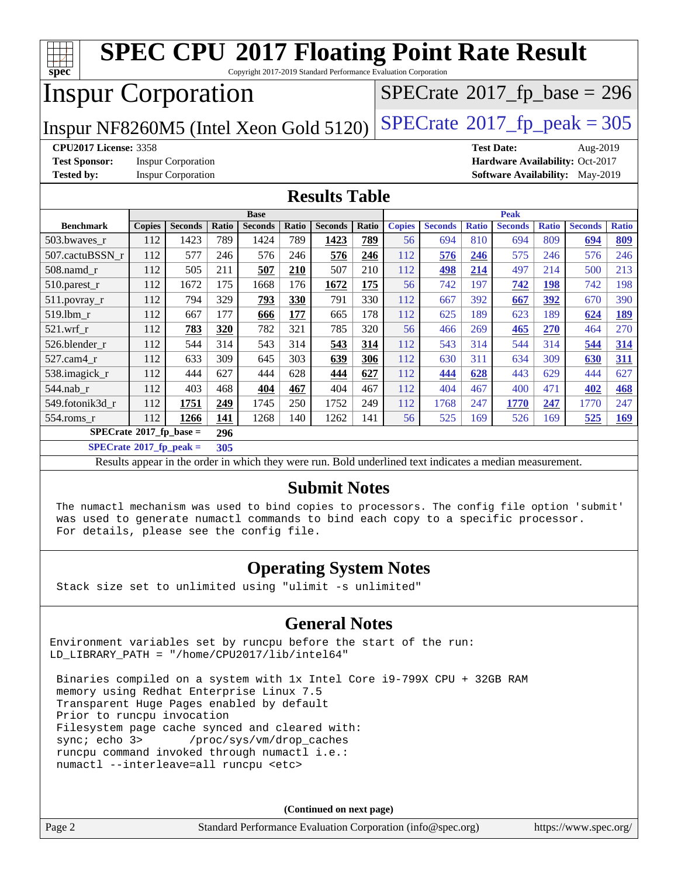# SPEC CPU 2017 Floating Point Rate Result

Copyright 2017-2019 Standard Performance Evaluation Corporation

## Inspur Corporation

Inspur NF8260M5 (Intel Xeon Gold 5120)

SPECrate 2017_fp_base = 296

SPECrate 2017_fp_peak = 305

**CPU2017 License:** 3358
**Test Sponsor:** Inspur Corporation
**Tested by:** Inspur Corporation

**Test Date:** Aug-2019
**Hardware Availability:** Oct-2017
**Software Availability:** May-2019

## Results Table

| Benchmark | Base | | | | | | | Peak | | | | | | |
|---|---|---|---|---|---|---|---|---|---|---|---|---|---|---|
| | Copies | Seconds | Ratio | Seconds | Ratio | Seconds | Ratio | Copies | Seconds | Ratio | Seconds | Ratio | Seconds | Ratio |
| 503.bwaves_r | 112 | 1423 | 789 | 1424 | 789 | **1423** | **789** | 56 | 694 | 810 | 694 | 809 | **694** | **809** |
| 507.cactuBSSN_r | 112 | 577 | 246 | 576 | 246 | **576** | **246** | 112 | **576** | **246** | 575 | 246 | 576 | 246 |
| 508.namd_r | 112 | 505 | 211 | **507** | **210** | 507 | 210 | 112 | **498** | **214** | 497 | 214 | 500 | 213 |
| 510.parest_r | 112 | 1672 | 175 | 1668 | 176 | **1672** | **175** | 56 | 742 | 197 | **742** | **198** | 742 | 198 |
| 511.povray_r | 112 | 794 | 329 | **793** | **330** | 791 | 330 | 112 | 667 | 392 | **667** | **392** | 670 | 390 |
| 519.lbm_r | 112 | 667 | 177 | **666** | **177** | 665 | 178 | 112 | 625 | 189 | 623 | 189 | **624** | **189** |
| 521.wrf_r | 112 | **783** | **320** | 782 | 321 | 785 | 320 | 56 | 466 | 269 | **465** | **270** | 464 | 270 |
| 526.blender_r | 112 | 544 | 314 | 543 | 314 | **543** | **314** | 112 | 543 | 314 | 544 | 314 | **544** | **314** |
| 527.cam4_r | 112 | 633 | 309 | 645 | 303 | **639** | **306** | 112 | 630 | 311 | 634 | 309 | **630** | **311** |
| 538.imagick_r | 112 | 444 | 627 | 444 | 628 | **444** | **627** | 112 | **444** | **628** | 443 | 629 | 444 | 627 |
| 544.nab_r | 112 | 403 | 468 | **404** | **467** | 404 | 467 | 112 | 404 | 467 | 400 | 471 | **402** | **468** |
| 549.fotonik3d_r | 112 | **1751** | **249** | 1745 | 250 | 1752 | 249 | 112 | 1768 | 247 | **1770** | **247** | 1770 | 247 |
| 554.roms_r | 112 | **1266** | **141** | 1268 | 140 | 1262 | 141 | 56 | 525 | 169 | 526 | 169 | **525** | **169** |

**SPECrate 2017_fp_base = 296**

**SPECrate 2017_fp_peak = 305**

Results appear in the order in which they were run. Bold underlined text indicates a median measurement.

## Submit Notes

```
The numactl mechanism was used to bind copies to processors. The config file option 'submit'
was used to generate numactl commands to bind each copy to a specific processor.
For details, please see the config file.
```

## Operating System Notes

```
Stack size set to unlimited using "ulimit -s unlimited"
```

## General Notes

```
Environment variables set by runcpu before the start of the run:
LD_LIBRARY_PATH = "/home/CPU2017/lib/intel64"

 Binaries compiled on a system with 1x Intel Core i9-799X CPU + 32GB RAM
 memory using Redhat Enterprise Linux 7.5
 Transparent Huge Pages enabled by default
 Prior to runcpu invocation
 Filesystem page cache synced and cleared with:
 sync; echo 3>       /proc/sys/vm/drop_caches
 runcpu command invoked through numactl i.e.:
 numactl --interleave=all runcpu <etc>
```

(Continued on next page)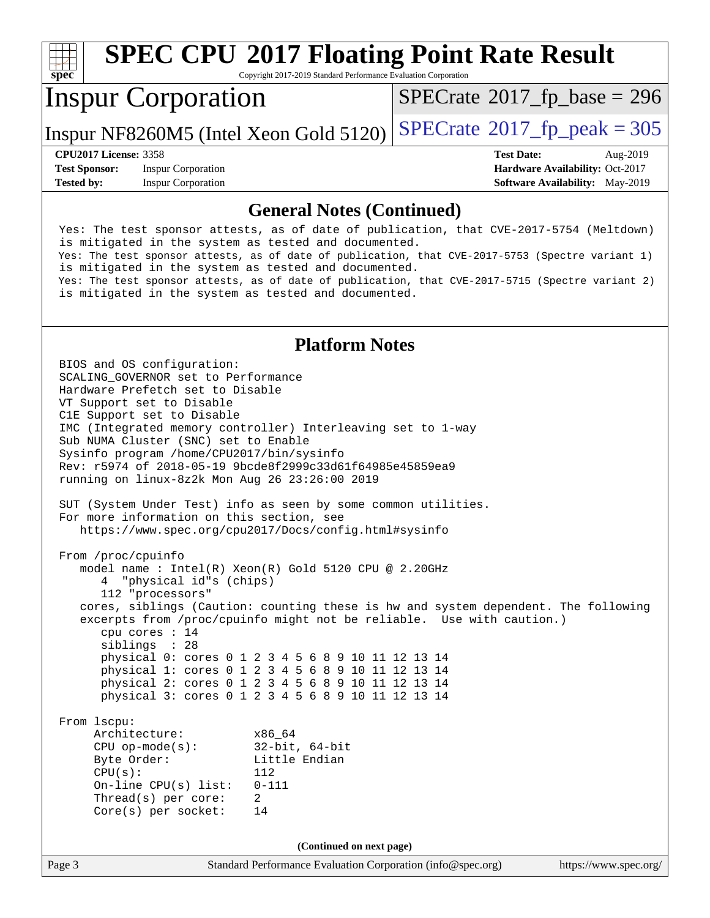# SPEC CPU 2017 Floating Point Rate Result

Copyright 2017-2019 Standard Performance Evaluation Corporation

## Inspur Corporation

Inspur NF8260M5 (Intel Xeon Gold 5120)

SPECrate 2017_fp_base = 296

SPECrate 2017_fp_peak = 305

**CPU2017 License:** 3358
**Test Sponsor:** Inspur Corporation
**Tested by:** Inspur Corporation

**Test Date:** Aug-2019
**Hardware Availability:** Oct-2017
**Software Availability:** May-2019

### General Notes (Continued)

```
Yes: The test sponsor attests, as of date of publication, that CVE-2017-5754 (Meltdown)
is mitigated in the system as tested and documented.
Yes: The test sponsor attests, as of date of publication, that CVE-2017-5753 (Spectre variant 1)
is mitigated in the system as tested and documented.
Yes: The test sponsor attests, as of date of publication, that CVE-2017-5715 (Spectre variant 2)
is mitigated in the system as tested and documented.
```

### Platform Notes

```
BIOS and OS configuration:
SCALING_GOVERNOR set to Performance
Hardware Prefetch set to Disable
VT Support set to Disable
C1E Support set to Disable
IMC (Integrated memory controller) Interleaving set to 1-way
Sub NUMA Cluster (SNC) set to Enable
Sysinfo program /home/CPU2017/bin/sysinfo
Rev: r5974 of 2018-05-19 9bcde8f2999c33d61f64985e45859ea9
running on linux-8z2k Mon Aug 26 23:26:00 2019

SUT (System Under Test) info as seen by some common utilities.
For more information on this section, see
   https://www.spec.org/cpu2017/Docs/config.html#sysinfo

From /proc/cpuinfo
   model name : Intel(R) Xeon(R) Gold 5120 CPU @ 2.20GHz
      4  "physical id"s (chips)
      112 "processors"
   cores, siblings (Caution: counting these is hw and system dependent. The following
   excerpts from /proc/cpuinfo might not be reliable.  Use with caution.)
      cpu cores : 14
      siblings  : 28
      physical 0: cores 0 1 2 3 4 5 6 8 9 10 11 12 13 14
      physical 1: cores 0 1 2 3 4 5 6 8 9 10 11 12 13 14
      physical 2: cores 0 1 2 3 4 5 6 8 9 10 11 12 13 14
      physical 3: cores 0 1 2 3 4 5 6 8 9 10 11 12 13 14

From lscpu:
     Architecture:          x86_64
     CPU op-mode(s):        32-bit, 64-bit
     Byte Order:            Little Endian
     CPU(s):                112
     On-line CPU(s) list:   0-111
     Thread(s) per core:    2
     Core(s) per socket:    14
```

(Continued on next page)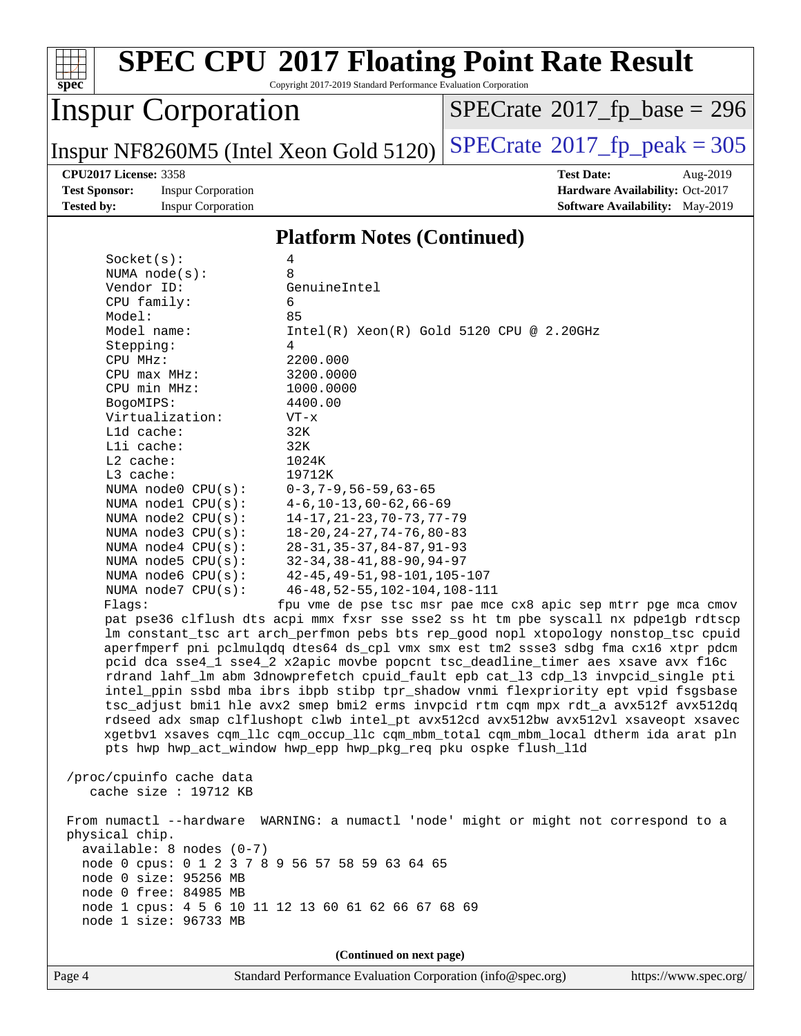# SPEC CPU 2017 Floating Point Rate Result

Copyright 2017-2019 Standard Performance Evaluation Corporation

## Inspur Corporation

Inspur NF8260M5 (Intel Xeon Gold 5120)

SPECrate 2017_fp_base = 296

SPECrate 2017_fp_peak = 305

**CPU2017 License:** 3358
**Test Sponsor:** Inspur Corporation
**Tested by:** Inspur Corporation

**Test Date:** Aug-2019
**Hardware Availability:** Oct-2017
**Software Availability:** May-2019

### Platform Notes (Continued)

```
     Socket(s):              4
     NUMA node(s):           8
     Vendor ID:              GenuineIntel
     CPU family:             6
     Model:                  85
     Model name:             Intel(R) Xeon(R) Gold 5120 CPU @ 2.20GHz
     Stepping:               4
     CPU MHz:                2200.000
     CPU max MHz:            3200.0000
     CPU min MHz:            1000.0000
     BogoMIPS:               4400.00
     Virtualization:         VT-x
     L1d cache:              32K
     L1i cache:              32K
     L2 cache:               1024K
     L3 cache:               19712K
     NUMA node0 CPU(s):      0-3,7-9,56-59,63-65
     NUMA node1 CPU(s):      4-6,10-13,60-62,66-69
     NUMA node2 CPU(s):      14-17,21-23,70-73,77-79
     NUMA node3 CPU(s):      18-20,24-27,74-76,80-83
     NUMA node4 CPU(s):      28-31,35-37,84-87,91-93
     NUMA node5 CPU(s):      32-34,38-41,88-90,94-97
     NUMA node6 CPU(s):      42-45,49-51,98-101,105-107
     NUMA node7 CPU(s):      46-48,52-55,102-104,108-111
     Flags:                  fpu vme de pse tsc msr pae mce cx8 apic sep mtrr pge mca cmov
     pat pse36 clflush dts acpi mmx fxsr sse sse2 ss ht tm pbe syscall nx pdpe1gb rdtscp
     lm constant_tsc art arch_perfmon pebs bts rep_good nopl xtopology nonstop_tsc cpuid
     aperfmperf pni pclmulqdq dtes64 ds_cpl vmx smx est tm2 ssse3 sdbg fma cx16 xtpr pdcm
     pcid dca sse4_1 sse4_2 x2apic movbe popcnt tsc_deadline_timer aes xsave avx f16c
     rdrand lahf_lm abm 3dnowprefetch cpuid_fault epb cat_l3 cdp_l3 invpcid_single pti
     intel_ppin ssbd mba ibrs ibpb stibp tpr_shadow vnmi flexpriority ept vpid fsgsbase
     tsc_adjust bmi1 hle avx2 smep bmi2 erms invpcid rtm cqm mpx rdt_a avx512f avx512dq
     rdseed adx smap clflushopt clwb intel_pt avx512cd avx512bw avx512vl xsaveopt xsavec
     xgetbv1 xsaves cqm_llc cqm_occup_llc cqm_mbm_total cqm_mbm_local dtherm ida arat pln
     pts hwp hwp_act_window hwp_epp hwp_pkg_req pku ospke flush_l1d

 /proc/cpuinfo cache data
    cache size : 19712 KB

 From numactl --hardware  WARNING: a numactl 'node' might or might not correspond to a
 physical chip.
   available: 8 nodes (0-7)
   node 0 cpus: 0 1 2 3 7 8 9 56 57 58 59 63 64 65
   node 0 size: 95256 MB
   node 0 free: 84985 MB
   node 1 cpus: 4 5 6 10 11 12 13 60 61 62 66 67 68 69
   node 1 size: 96733 MB
```

(Continued on next page)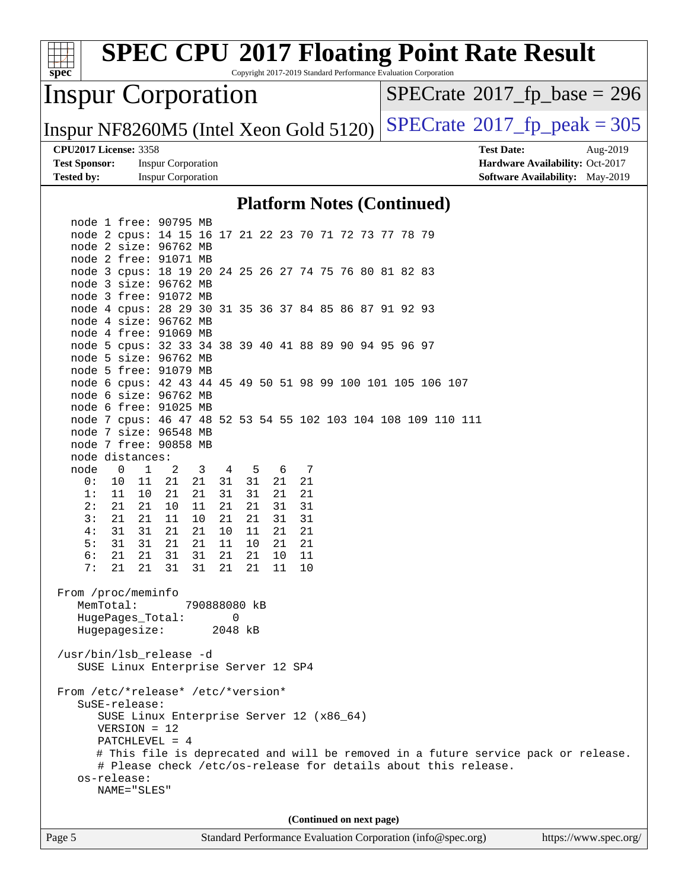## Platform Notes (Continued)

```
    node 1 free: 90795 MB
    node 2 cpus: 14 15 16 17 21 22 23 70 71 72 73 77 78 79
    node 2 size: 96762 MB
    node 2 free: 91071 MB
    node 3 cpus: 18 19 20 24 25 26 27 74 75 76 80 81 82 83
    node 3 size: 96762 MB
    node 3 free: 91072 MB
    node 4 cpus: 28 29 30 31 35 36 37 84 85 86 87 91 92 93
    node 4 size: 96762 MB
    node 4 free: 91069 MB
    node 5 cpus: 32 33 34 38 39 40 41 88 89 90 94 95 96 97
    node 5 size: 96762 MB
    node 5 free: 91079 MB
    node 6 cpus: 42 43 44 45 49 50 51 98 99 100 101 105 106 107
    node 6 size: 96762 MB
    node 6 free: 91025 MB
    node 7 cpus: 46 47 48 52 53 54 55 102 103 104 108 109 110 111
    node 7 size: 96548 MB
    node 7 free: 90858 MB
    node distances:
    node   0   1   2   3   4   5   6   7
      0:  10  11  21  21  31  31  21  21
      1:  11  10  21  21  31  31  21  21
      2:  21  21  10  11  21  21  31  31
      3:  21  21  11  10  21  21  31  31
      4:  31  31  21  21  10  11  21  21
      5:  31  31  21  21  11  10  21  21
      6:  21  21  31  31  21  21  10  11
      7:  21  21  31  31  21  21  11  10

 From /proc/meminfo
    MemTotal:       790888080 kB
    HugePages_Total:       0
    Hugepagesize:       2048 kB

 /usr/bin/lsb_release -d
    SUSE Linux Enterprise Server 12 SP4

 From /etc/*release* /etc/*version*
    SuSE-release:
       SUSE Linux Enterprise Server 12 (x86_64)
       VERSION = 12
       PATCHLEVEL = 4
       # This file is deprecated and will be removed in a future service pack or release.
       # Please check /etc/os-release for details about this release.
    os-release:
       NAME="SLES"
```

(Continued on next page)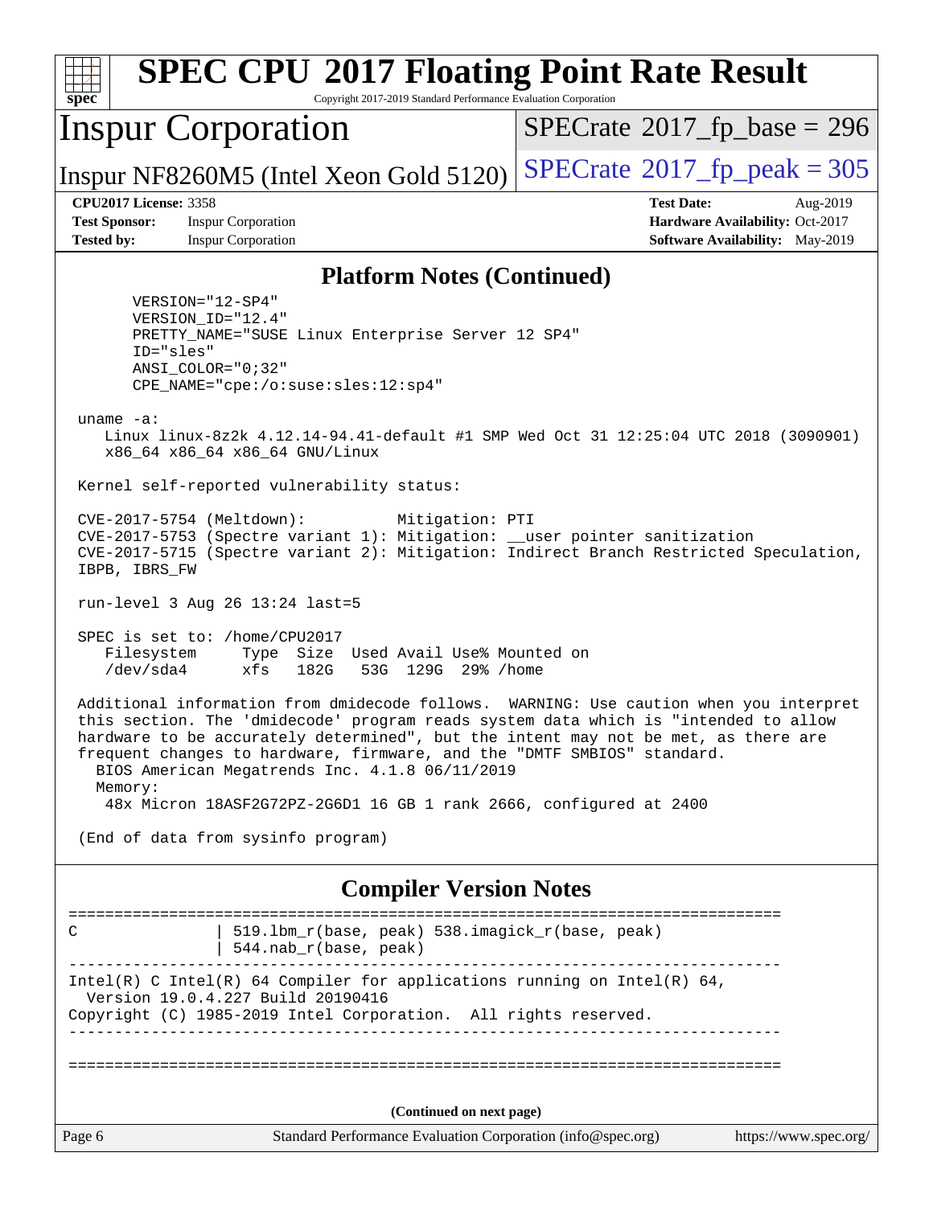# SPEC CPU 2017 Floating Point Rate Result

Copyright 2017-2019 Standard Performance Evaluation Corporation

## Inspur Corporation

Inspur NF8260M5 (Intel Xeon Gold 5120)

SPECrate 2017_fp_base = 296

SPECrate 2017_fp_peak = 305

**CPU2017 License:** 3358
**Test Sponsor:** Inspur Corporation
**Tested by:** Inspur Corporation

**Test Date:** Aug-2019
**Hardware Availability:** Oct-2017
**Software Availability:** May-2019

### Platform Notes (Continued)

```
      VERSION="12-SP4"
      VERSION_ID="12.4"
      PRETTY_NAME="SUSE Linux Enterprise Server 12 SP4"
      ID="sles"
      ANSI_COLOR="0;32"
      CPE_NAME="cpe:/o:suse:sles:12:sp4"

 uname -a:
    Linux linux-8z2k 4.12.14-94.41-default #1 SMP Wed Oct 31 12:25:04 UTC 2018 (3090901)
    x86_64 x86_64 x86_64 GNU/Linux

 Kernel self-reported vulnerability status:

 CVE-2017-5754 (Meltdown):          Mitigation: PTI
 CVE-2017-5753 (Spectre variant 1): Mitigation: __user pointer sanitization
 CVE-2017-5715 (Spectre variant 2): Mitigation: Indirect Branch Restricted Speculation,
 IBPB, IBRS_FW

 run-level 3 Aug 26 13:24 last=5

 SPEC is set to: /home/CPU2017
    Filesystem     Type  Size  Used Avail Use% Mounted on
    /dev/sda4      xfs   182G   53G  129G  29% /home

 Additional information from dmidecode follows.  WARNING: Use caution when you interpret
 this section. The 'dmidecode' program reads system data which is "intended to allow
 hardware to be accurately determined", but the intent may not be met, as there are
 frequent changes to hardware, firmware, and the "DMTF SMBIOS" standard.
   BIOS American Megatrends Inc. 4.1.8 06/11/2019
   Memory:
    48x Micron 18ASF2G72PZ-2G6D1 16 GB 1 rank 2666, configured at 2400

 (End of data from sysinfo program)
```

### Compiler Version Notes

```
==============================================================================
C               | 519.lbm_r(base, peak) 538.imagick_r(base, peak)
                | 544.nab_r(base, peak)
------------------------------------------------------------------------------
Intel(R) C Intel(R) 64 Compiler for applications running on Intel(R) 64,
  Version 19.0.4.227 Build 20190416
Copyright (C) 1985-2019 Intel Corporation.  All rights reserved.
------------------------------------------------------------------------------

==============================================================================
```

(Continued on next page)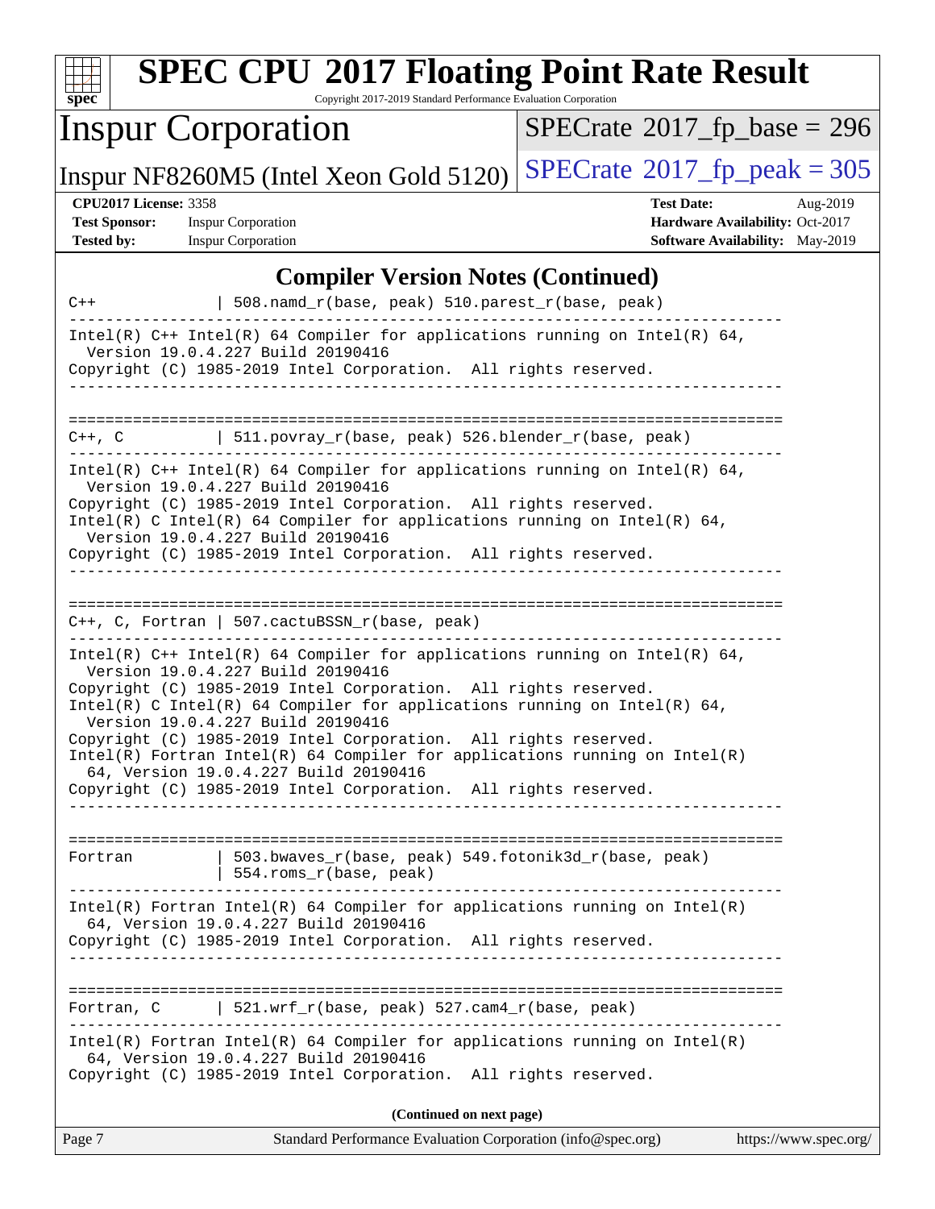## Compiler Version Notes (Continued)

```
C++             | 508.namd_r(base, peak) 510.parest_r(base, peak)
------------------------------------------------------------------------------
Intel(R) C++ Intel(R) 64 Compiler for applications running on Intel(R) 64,
  Version 19.0.4.227 Build 20190416
Copyright (C) 1985-2019 Intel Corporation.  All rights reserved.
------------------------------------------------------------------------------

==============================================================================
C++, C          | 511.povray_r(base, peak) 526.blender_r(base, peak)
------------------------------------------------------------------------------
Intel(R) C++ Intel(R) 64 Compiler for applications running on Intel(R) 64,
  Version 19.0.4.227 Build 20190416
Copyright (C) 1985-2019 Intel Corporation.  All rights reserved.
Intel(R) C Intel(R) 64 Compiler for applications running on Intel(R) 64,
  Version 19.0.4.227 Build 20190416
Copyright (C) 1985-2019 Intel Corporation.  All rights reserved.
------------------------------------------------------------------------------

==============================================================================
C++, C, Fortran | 507.cactuBSSN_r(base, peak)
------------------------------------------------------------------------------
Intel(R) C++ Intel(R) 64 Compiler for applications running on Intel(R) 64,
  Version 19.0.4.227 Build 20190416
Copyright (C) 1985-2019 Intel Corporation.  All rights reserved.
Intel(R) C Intel(R) 64 Compiler for applications running on Intel(R) 64,
  Version 19.0.4.227 Build 20190416
Copyright (C) 1985-2019 Intel Corporation.  All rights reserved.
Intel(R) Fortran Intel(R) 64 Compiler for applications running on Intel(R)
  64, Version 19.0.4.227 Build 20190416
Copyright (C) 1985-2019 Intel Corporation.  All rights reserved.
------------------------------------------------------------------------------

==============================================================================
Fortran         | 503.bwaves_r(base, peak) 549.fotonik3d_r(base, peak)
                | 554.roms_r(base, peak)
------------------------------------------------------------------------------
Intel(R) Fortran Intel(R) 64 Compiler for applications running on Intel(R)
  64, Version 19.0.4.227 Build 20190416
Copyright (C) 1985-2019 Intel Corporation.  All rights reserved.
------------------------------------------------------------------------------

==============================================================================
Fortran, C      | 521.wrf_r(base, peak) 527.cam4_r(base, peak)
------------------------------------------------------------------------------
Intel(R) Fortran Intel(R) 64 Compiler for applications running on Intel(R)
  64, Version 19.0.4.227 Build 20190416
Copyright (C) 1985-2019 Intel Corporation.  All rights reserved.
```

**(Continued on next page)**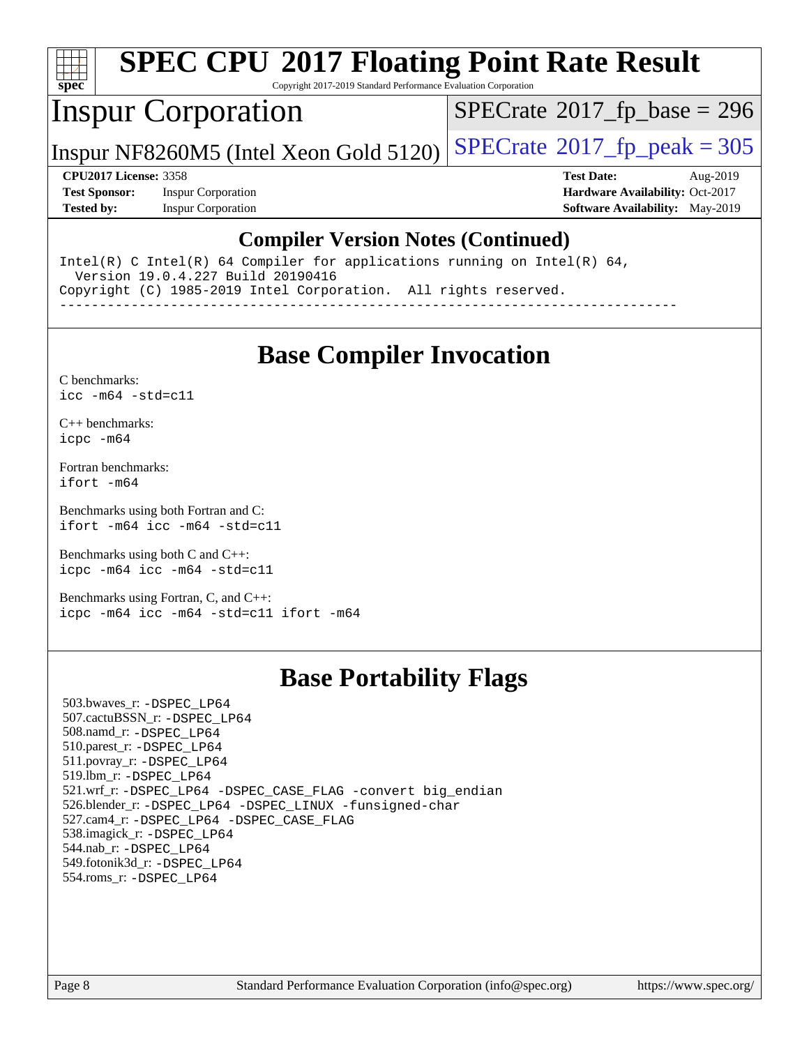# SPEC CPU 2017 Floating Point Rate Result

Copyright 2017-2019 Standard Performance Evaluation Corporation

## Inspur Corporation

Inspur NF8260M5 (Intel Xeon Gold 5120)

SPECrate 2017_fp_base = 296

SPECrate 2017_fp_peak = 305

**CPU2017 License:** 3358
**Test Sponsor:** Inspur Corporation
**Tested by:** Inspur Corporation

**Test Date:** Aug-2019
**Hardware Availability:** Oct-2017
**Software Availability:** May-2019

### Compiler Version Notes (Continued)

```
Intel(R) C Intel(R) 64 Compiler for applications running on Intel(R) 64,
  Version 19.0.4.227 Build 20190416
Copyright (C) 1985-2019 Intel Corporation.  All rights reserved.
------------------------------------------------------------------------------
```

## Base Compiler Invocation

C benchmarks:
`icc -m64 -std=c11`

C++ benchmarks:
`icpc -m64`

Fortran benchmarks:
`ifort -m64`

Benchmarks using both Fortran and C:
`ifort -m64 icc -m64 -std=c11`

Benchmarks using both C and C++:
`icpc -m64 icc -m64 -std=c11`

Benchmarks using Fortran, C, and C++:
`icpc -m64 icc -m64 -std=c11 ifort -m64`

## Base Portability Flags

503.bwaves_r: `-DSPEC_LP64`
507.cactuBSSN_r: `-DSPEC_LP64`
508.namd_r: `-DSPEC_LP64`
510.parest_r: `-DSPEC_LP64`
511.povray_r: `-DSPEC_LP64`
519.lbm_r: `-DSPEC_LP64`
521.wrf_r: `-DSPEC_LP64 -DSPEC_CASE_FLAG -convert big_endian`
526.blender_r: `-DSPEC_LP64 -DSPEC_LINUX -funsigned-char`
527.cam4_r: `-DSPEC_LP64 -DSPEC_CASE_FLAG`
538.imagick_r: `-DSPEC_LP64`
544.nab_r: `-DSPEC_LP64`
549.fotonik3d_r: `-DSPEC_LP64`
554.roms_r: `-DSPEC_LP64`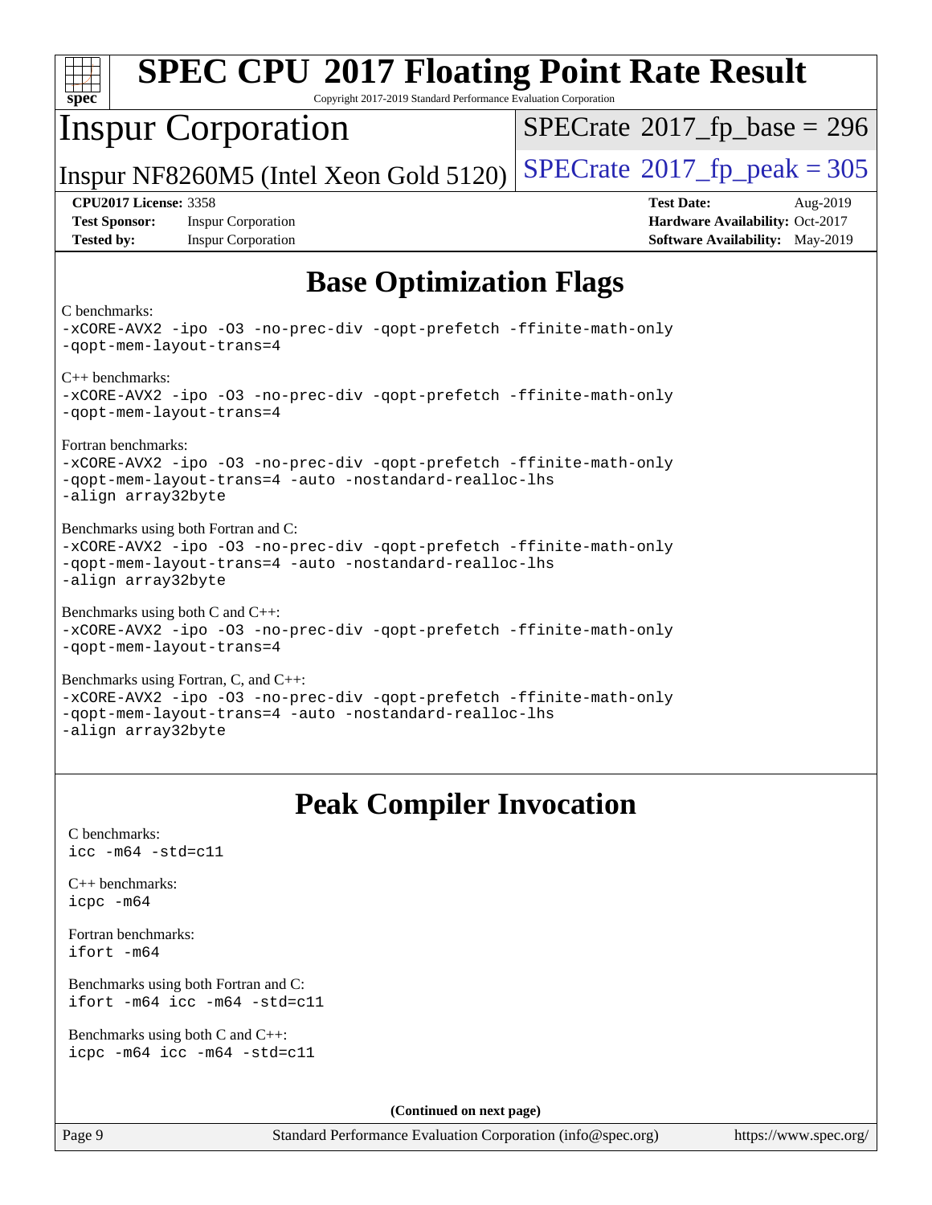# Base Optimization Flags

C benchmarks:
```
-xCORE-AVX2 -ipo -O3 -no-prec-div -qopt-prefetch -ffinite-math-only
-qopt-mem-layout-trans=4
```

C++ benchmarks:
```
-xCORE-AVX2 -ipo -O3 -no-prec-div -qopt-prefetch -ffinite-math-only
-qopt-mem-layout-trans=4
```

Fortran benchmarks:
```
-xCORE-AVX2 -ipo -O3 -no-prec-div -qopt-prefetch -ffinite-math-only
-qopt-mem-layout-trans=4 -auto -nostandard-realloc-lhs
-align array32byte
```

Benchmarks using both Fortran and C:
```
-xCORE-AVX2 -ipo -O3 -no-prec-div -qopt-prefetch -ffinite-math-only
-qopt-mem-layout-trans=4 -auto -nostandard-realloc-lhs
-align array32byte
```

Benchmarks using both C and C++:
```
-xCORE-AVX2 -ipo -O3 -no-prec-div -qopt-prefetch -ffinite-math-only
-qopt-mem-layout-trans=4
```

Benchmarks using Fortran, C, and C++:
```
-xCORE-AVX2 -ipo -O3 -no-prec-div -qopt-prefetch -ffinite-math-only
-qopt-mem-layout-trans=4 -auto -nostandard-realloc-lhs
-align array32byte
```

# Peak Compiler Invocation

C benchmarks:
```
icc -m64 -std=c11
```

C++ benchmarks:
```
icpc -m64
```

Fortran benchmarks:
```
ifort -m64
```

Benchmarks using both Fortran and C:
```
ifort -m64 icc -m64 -std=c11
```

Benchmarks using both C and C++:
```
icpc -m64 icc -m64 -std=c11
```

**(Continued on next page)**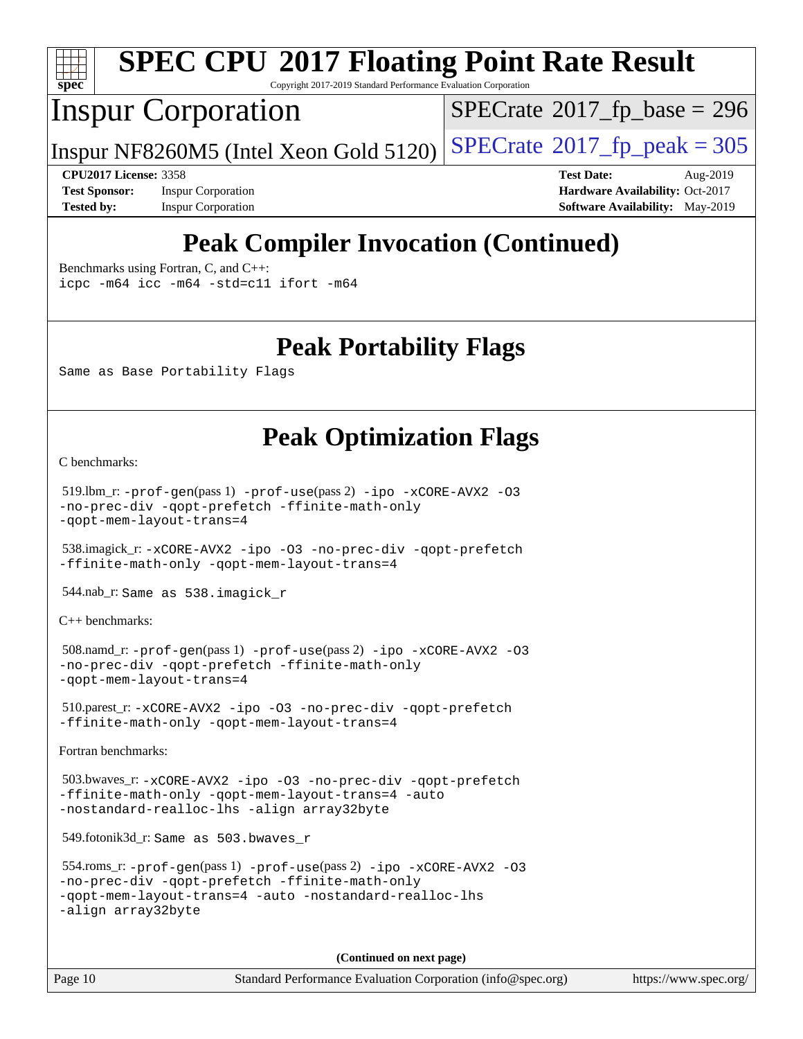# SPEC CPU 2017 Floating Point Rate Result

Copyright 2017-2019 Standard Performance Evaluation Corporation

# Inspur Corporation

Inspur NF8260M5 (Intel Xeon Gold 5120)

SPECrate 2017_fp_base = 296

SPECrate 2017_fp_peak = 305

**CPU2017 License:** 3358
**Test Sponsor:** Inspur Corporation
**Tested by:** Inspur Corporation

**Test Date:** Aug-2019
**Hardware Availability:** Oct-2017
**Software Availability:** May-2019

## Peak Compiler Invocation (Continued)

Benchmarks using Fortran, C, and C++:

```
icpc -m64 icc -m64 -std=c11 ifort -m64
```

## Peak Portability Flags

Same as Base Portability Flags

## Peak Optimization Flags

C benchmarks:

519.lbm_r: -prof-gen(pass 1) -prof-use(pass 2) -ipo -xCORE-AVX2 -O3 -no-prec-div -qopt-prefetch -ffinite-math-only -qopt-mem-layout-trans=4

538.imagick_r: -xCORE-AVX2 -ipo -O3 -no-prec-div -qopt-prefetch -ffinite-math-only -qopt-mem-layout-trans=4

544.nab_r: Same as 538.imagick_r

C++ benchmarks:

508.namd_r: -prof-gen(pass 1) -prof-use(pass 2) -ipo -xCORE-AVX2 -O3 -no-prec-div -qopt-prefetch -ffinite-math-only -qopt-mem-layout-trans=4

510.parest_r: -xCORE-AVX2 -ipo -O3 -no-prec-div -qopt-prefetch -ffinite-math-only -qopt-mem-layout-trans=4

Fortran benchmarks:

503.bwaves_r: -xCORE-AVX2 -ipo -O3 -no-prec-div -qopt-prefetch -ffinite-math-only -qopt-mem-layout-trans=4 -auto -nostandard-realloc-lhs -align array32byte

549.fotonik3d_r: Same as 503.bwaves_r

554.roms_r: -prof-gen(pass 1) -prof-use(pass 2) -ipo -xCORE-AVX2 -O3 -no-prec-div -qopt-prefetch -ffinite-math-only -qopt-mem-layout-trans=4 -auto -nostandard-realloc-lhs -align array32byte

**(Continued on next page)**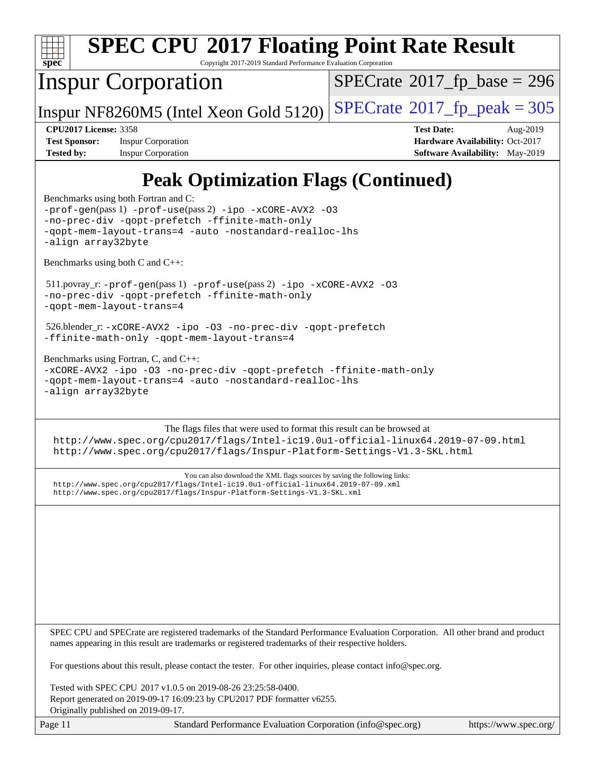# Peak Optimization Flags (Continued)

Benchmarks using both Fortran and C:
-prof-gen(pass 1) -prof-use(pass 2) -ipo -xCORE-AVX2 -O3
-no-prec-div -qopt-prefetch -ffinite-math-only
-qopt-mem-layout-trans=4 -auto -nostandard-realloc-lhs
-align array32byte

Benchmarks using both C and C++:

511.povray_r: -prof-gen(pass 1) -prof-use(pass 2) -ipo -xCORE-AVX2 -O3
-no-prec-div -qopt-prefetch -ffinite-math-only
-qopt-mem-layout-trans=4

526.blender_r: -xCORE-AVX2 -ipo -O3 -no-prec-div -qopt-prefetch
-ffinite-math-only -qopt-mem-layout-trans=4

Benchmarks using Fortran, C, and C++:
-xCORE-AVX2 -ipo -O3 -no-prec-div -qopt-prefetch -ffinite-math-only
-qopt-mem-layout-trans=4 -auto -nostandard-realloc-lhs
-align array32byte

The flags files that were used to format this result can be browsed at
http://www.spec.org/cpu2017/flags/Intel-ic19.0u1-official-linux64.2019-07-09.html
http://www.spec.org/cpu2017/flags/Inspur-Platform-Settings-V1.3-SKL.html

You can also download the XML flags sources by saving the following links:
http://www.spec.org/cpu2017/flags/Intel-ic19.0u1-official-linux64.2019-07-09.xml
http://www.spec.org/cpu2017/flags/Inspur-Platform-Settings-V1.3-SKL.xml

SPEC CPU and SPECrate are registered trademarks of the Standard Performance Evaluation Corporation. All other brand and product names appearing in this result are trademarks or registered trademarks of their respective holders.

For questions about this result, please contact the tester. For other inquiries, please contact info@spec.org.

Tested with SPEC CPU 2017 v1.0.5 on 2019-08-26 23:25:58-0400.
Report generated on 2019-09-17 16:09:23 by CPU2017 PDF formatter v6255.
Originally published on 2019-09-17.